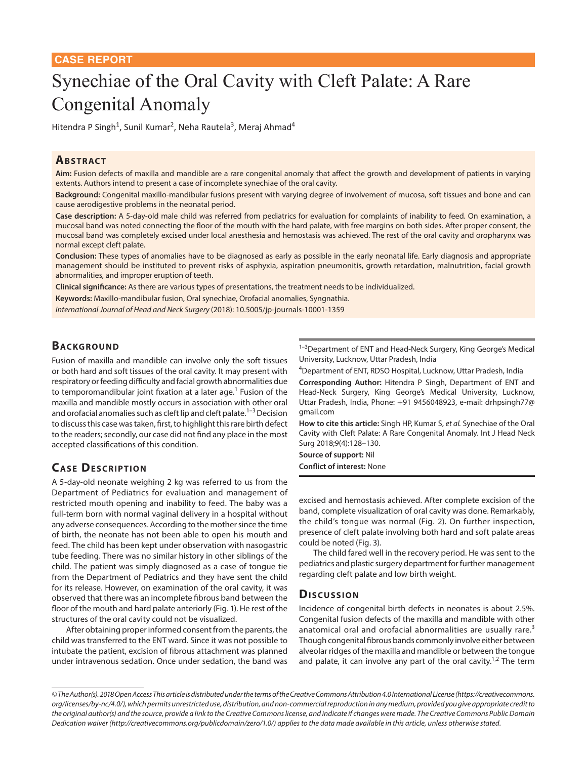CASE REPORT

# Synechiae of the Oral Cavity with Cleft Palate: A Rare Congenital Anomaly

Hitendra P Singh[1], Sunil Kumar[2], Neha Rautela[3], Meraj Ahmad[4]

## Abstract

**Aim:** Fusion defects of maxilla and mandible are a rare congenital anomaly that affect the growth and development of patients in varying extents. Authors intend to present a case of incomplete synechiae of the oral cavity.

**Background:** Congenital maxillo-mandibular fusions present with varying degree of involvement of mucosa, soft tissues and bone and can cause aerodigestive problems in the neonatal period.

**Case description:** A 5-day-old male child was referred from pediatrics for evaluation for complaints of inability to feed. On examination, a mucosal band was noted connecting the floor of the mouth with the hard palate, with free margins on both sides. After proper consent, the mucosal band was completely excised under local anesthesia and hemostasis was achieved. The rest of the oral cavity and oropharynx was normal except cleft palate.

**Conclusion:** These types of anomalies have to be diagnosed as early as possible in the early neonatal life. Early diagnosis and appropriate management should be instituted to prevent risks of asphyxia, aspiration pneumonitis, growth retardation, malnutrition, facial growth abnormalities, and improper eruption of teeth.

**Clinical significance:** As there are various types of presentations, the treatment needs to be individualized.

**Keywords:** Maxillo-mandibular fusion, Oral synechiae, Orofacial anomalies, Syngnathia.

*International Journal of Head and Neck Surgery* (2018): 10.5005/jp-journals-10001-1359

## Background

Fusion of maxilla and mandible can involve only the soft tissues or both hard and soft tissues of the oral cavity. It may present with respiratory or feeding difficulty and facial growth abnormalities due to temporomandibular joint fixation at a later age.[1] Fusion of the maxilla and mandible mostly occurs in association with other oral and orofacial anomalies such as cleft lip and cleft palate.[1–3] Decision to discuss this case was taken, first, to highlight this rare birth defect to the readers; secondly, our case did not find any place in the most accepted classifications of this condition.

## Case Description

A 5-day-old neonate weighing 2 kg was referred to us from the Department of Pediatrics for evaluation and management of restricted mouth opening and inability to feed. The baby was a full-term born with normal vaginal delivery in a hospital without any adverse consequences. According to the mother since the time of birth, the neonate has not been able to open his mouth and feed. The child has been kept under observation with nasogastric tube feeding. There was no similar history in other siblings of the child. The patient was simply diagnosed as a case of tongue tie from the Department of Pediatrics and they have sent the child for its release. However, on examination of the oral cavity, it was observed that there was an incomplete fibrous band between the floor of the mouth and hard palate anteriorly (Fig. 1). He rest of the structures of the oral cavity could not be visualized.

After obtaining proper informed consent from the parents, the child was transferred to the ENT ward. Since it was not possible to intubate the patient, excision of fibrous attachment was planned under intravenous sedation. Once under sedation, the band was excised and hemostasis achieved. After complete excision of the band, complete visualization of oral cavity was done. Remarkably, the child's tongue was normal (Fig. 2). On further inspection, presence of cleft palate involving both hard and soft palate areas could be noted (Fig. 3).

The child fared well in the recovery period. He was sent to the pediatrics and plastic surgery department for further management regarding cleft palate and low birth weight.

## Discussion

Incidence of congenital birth defects in neonates is about 2.5%. Congenital fusion defects of the maxilla and mandible with other anatomical oral and orofacial abnormalities are usually rare.[3] Though congenital fibrous bands commonly involve either between alveolar ridges of the maxilla and mandible or between the tongue and palate, it can involve any part of the oral cavity.[1,2] The term

---

[1–3]Department of ENT and Head-Neck Surgery, King George's Medical University, Lucknow, Uttar Pradesh, India

[4]Department of ENT, RDSO Hospital, Lucknow, Uttar Pradesh, India

**Corresponding Author:** Hitendra P Singh, Department of ENT and Head-Neck Surgery, King George's Medical University, Lucknow, Uttar Pradesh, India, Phone: +91 9456048923, e-mail: drhpsingh77@gmail.com

**How to cite this article:** Singh HP, Kumar S, *et al.* Synechiae of the Oral Cavity with Cleft Palate: A Rare Congenital Anomaly. Int J Head Neck Surg 2018;9(4):128–130.

**Source of support:** Nil

**Conflict of interest:** None

---

*© The Author(s). 2018 Open Access This article is distributed under the terms of the Creative Commons Attribution 4.0 International License (https://creativecommons.org/licenses/by-nc/4.0/), which permits unrestricted use, distribution, and non-commercial reproduction in any medium, provided you give appropriate credit to the original author(s) and the source, provide a link to the Creative Commons license, and indicate if changes were made. The Creative Commons Public Domain Dedication waiver (http://creativecommons.org/publicdomain/zero/1.0/) applies to the data made available in this article, unless otherwise stated.*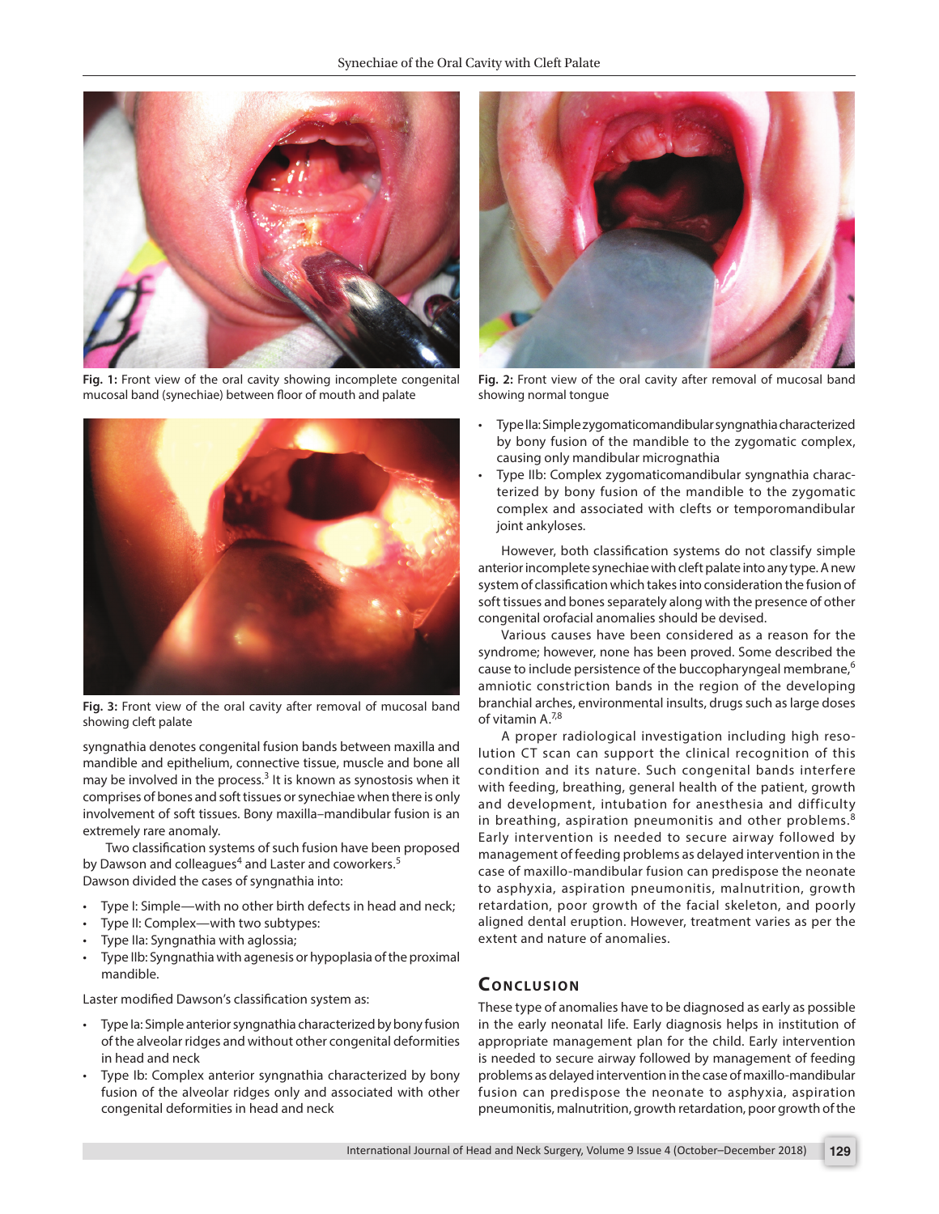Fig. 1: Front view of the oral cavity showing incomplete congenital mucosal band (synechiae) between floor of mouth and palate

Fig. 2: Front view of the oral cavity after removal of mucosal band showing normal tongue

Fig. 3: Front view of the oral cavity after removal of mucosal band showing cleft palate

syngnathia denotes congenital fusion bands between maxilla and mandible and epithelium, connective tissue, muscle and bone all may be involved in the process.[3] It is known as synostosis when it comprises of bones and soft tissues or synechiae when there is only involvement of soft tissues. Bony maxilla–mandibular fusion is an extremely rare anomaly.

Two classification systems of such fusion have been proposed by Dawson and colleagues[4] and Laster and coworkers.[5] Dawson divided the cases of syngnathia into:

- Type I: Simple—with no other birth defects in head and neck;
- Type II: Complex—with two subtypes:
- Type IIa: Syngnathia with aglossia;
- Type IIb: Syngnathia with agenesis or hypoplasia of the proximal mandible.

Laster modified Dawson's classification system as:

- Type Ia: Simple anterior syngnathia characterized by bony fusion of the alveolar ridges and without other congenital deformities in head and neck
- Type Ib: Complex anterior syngnathia characterized by bony fusion of the alveolar ridges only and associated with other congenital deformities in head and neck
- Type IIa: Simple zygomaticomandibular syngnathia characterized by bony fusion of the mandible to the zygomatic complex, causing only mandibular micrognathia
- Type IIb: Complex zygomaticomandibular syngnathia characterized by bony fusion of the mandible to the zygomatic complex and associated with clefts or temporomandibular joint ankyloses.

However, both classification systems do not classify simple anterior incomplete synechiae with cleft palate into any type. A new system of classification which takes into consideration the fusion of soft tissues and bones separately along with the presence of other congenital orofacial anomalies should be devised.

Various causes have been considered as a reason for the syndrome; however, none has been proved. Some described the cause to include persistence of the buccopharyngeal membrane,[6] amniotic constriction bands in the region of the developing branchial arches, environmental insults, drugs such as large doses of vitamin A.[7,8]

A proper radiological investigation including high resolution CT scan can support the clinical recognition of this condition and its nature. Such congenital bands interfere with feeding, breathing, general health of the patient, growth and development, intubation for anesthesia and difficulty in breathing, aspiration pneumonitis and other problems.[8] Early intervention is needed to secure airway followed by management of feeding problems as delayed intervention in the case of maxillo-mandibular fusion can predispose the neonate to asphyxia, aspiration pneumonitis, malnutrition, growth retardation, poor growth of the facial skeleton, and poorly aligned dental eruption. However, treatment varies as per the extent and nature of anomalies.

## Conclusion

These type of anomalies have to be diagnosed as early as possible in the early neonatal life. Early diagnosis helps in institution of appropriate management plan for the child. Early intervention is needed to secure airway followed by management of feeding problems as delayed intervention in the case of maxillo-mandibular fusion can predispose the neonate to asphyxia, aspiration pneumonitis, malnutrition, growth retardation, poor growth of the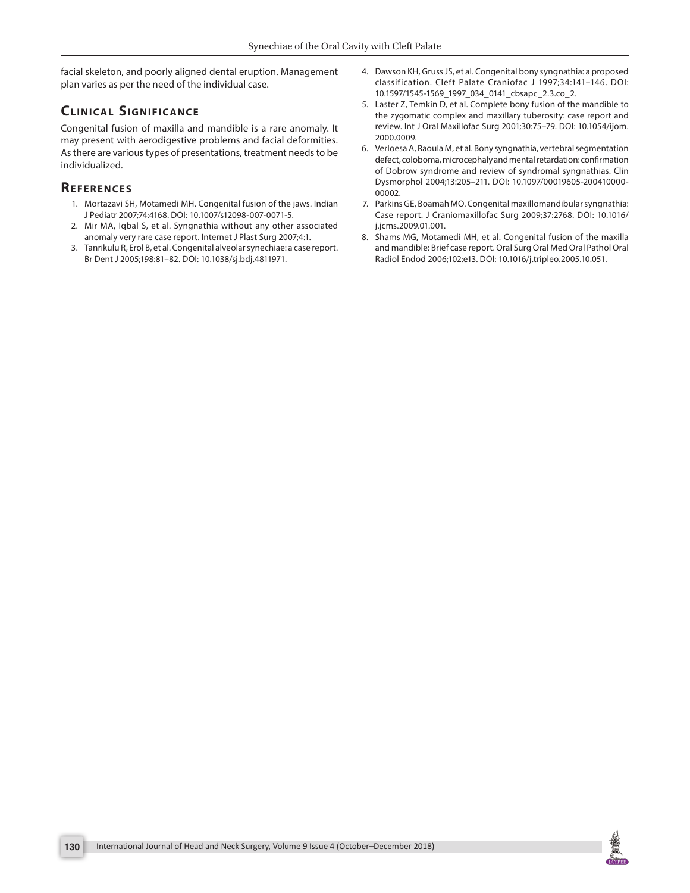facial skeleton, and poorly aligned dental eruption. Management plan varies as per the need of the individual case.

## Clinical Significance

Congenital fusion of maxilla and mandible is a rare anomaly. It may present with aerodigestive problems and facial deformities. As there are various types of presentations, treatment needs to be individualized.

## References

1. Mortazavi SH, Motamedi MH. Congenital fusion of the jaws. Indian J Pediatr 2007;74:4168. DOI: 10.1007/s12098-007-0071-5.
2. Mir MA, Iqbal S, et al. Syngnathia without any other associated anomaly very rare case report. Internet J Plast Surg 2007;4:1.
3. Tanrikulu R, Erol B, et al. Congenital alveolar synechiae: a case report. Br Dent J 2005;198:81–82. DOI: 10.1038/sj.bdj.4811971.
4. Dawson KH, Gruss JS, et al. Congenital bony syngnathia: a proposed classification. Cleft Palate Craniofac J 1997;34:141–146. DOI: 10.1597/1545-1569_1997_034_0141_cbsapc_2.3.co_2.
5. Laster Z, Temkin D, et al. Complete bony fusion of the mandible to the zygomatic complex and maxillary tuberosity: case report and review. Int J Oral Maxillofac Surg 2001;30:75–79. DOI: 10.1054/ijom.2000.0009.
6. Verloesa A, Raoula M, et al. Bony syngnathia, vertebral segmentation defect, coloboma, microcephaly and mental retardation: confirmation of Dobrow syndrome and review of syndromal syngnathias. Clin Dysmorphol 2004;13:205–211. DOI: 10.1097/00019605-200410000-00002.
7. Parkins GE, Boamah MO. Congenital maxillomandibular syngnathia: Case report. J Craniomaxillofac Surg 2009;37:2768. DOI: 10.1016/j.jcms.2009.01.001.
8. Shams MG, Motamedi MH, et al. Congenital fusion of the maxilla and mandible: Brief case report. Oral Surg Oral Med Oral Pathol Oral Radiol Endod 2006;102:e13. DOI: 10.1016/j.tripleo.2005.10.051.